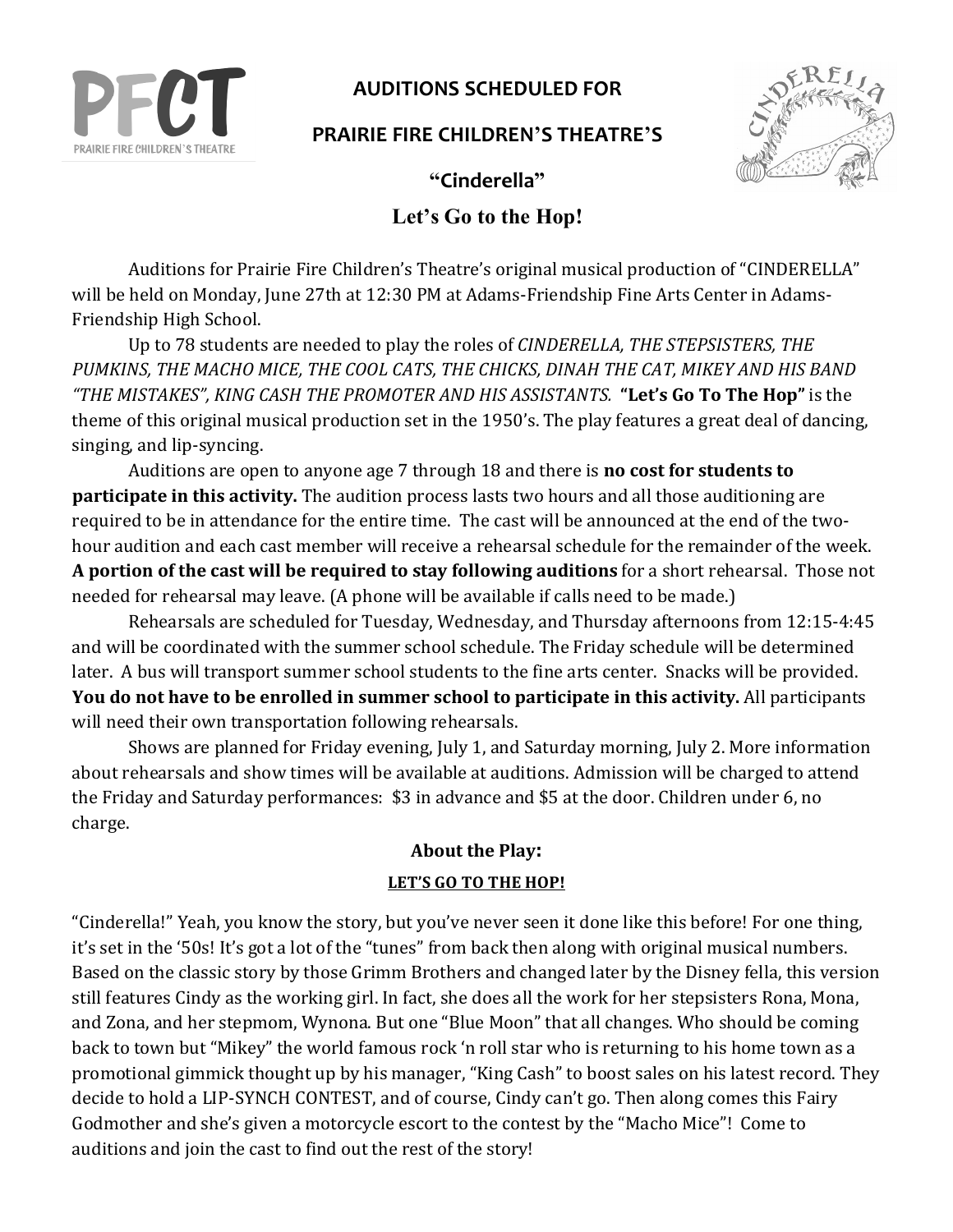# AUDITIONS SCHEDULED FOR

## PRAIRIE FIRE CHILDREN'S THEATRE'S

## "Cinderella"

## Let's Go to the Hop!

Auditions for Prairie Fire Children's Theatre's original musical production of "CINDERELLA" will be held on Monday, June 27th at 12:30 PM at Adams-Friendship Fine Arts Center in Adams-Friendship High School.

Up to 78 students are needed to play the roles of *CINDERELLA, THE STEPSISTERS, THE PUMKINS, THE MACHO MICE, THE COOL CATS, THE CHICKS, DINAH THE CAT, MIKEY AND HIS BAND "THE MISTAKES", KING CASH THE PROMOTER AND HIS ASSISTANTS.* **"Let's Go To The Hop"** is the theme of this original musical production set in the 1950's. The play features a great deal of dancing, singing, and lip-syncing.

Auditions are open to anyone age 7 through 18 and there is **no cost for students to participate in this activity.** The audition process lasts two hours and all those auditioning are required to be in attendance for the entire time. The cast will be announced at the end of the two-hour audition and each cast member will receive a rehearsal schedule for the remainder of the week. **A portion of the cast will be required to stay following auditions** for a short rehearsal. Those not needed for rehearsal may leave. (A phone will be available if calls need to be made.)

Rehearsals are scheduled for Tuesday, Wednesday, and Thursday afternoons from 12:15-4:45 and will be coordinated with the summer school schedule. The Friday schedule will be determined later. A bus will transport summer school students to the fine arts center. Snacks will be provided. **You do not have to be enrolled in summer school to participate in this activity.** All participants will need their own transportation following rehearsals.

Shows are planned for Friday evening, July 1, and Saturday morning, July 2. More information about rehearsals and show times will be available at auditions. Admission will be charged to attend the Friday and Saturday performances: $3 in advance and $5 at the door. Children under 6, no charge.

### About the Play:

**LET'S GO TO THE HOP!**

"Cinderella!" Yeah, you know the story, but you've never seen it done like this before! For one thing, it's set in the '50s! It's got a lot of the "tunes" from back then along with original musical numbers. Based on the classic story by those Grimm Brothers and changed later by the Disney fella, this version still features Cindy as the working girl. In fact, she does all the work for her stepsisters Rona, Mona, and Zona, and her stepmom, Wynona. But one "Blue Moon" that all changes. Who should be coming back to town but "Mikey" the world famous rock 'n roll star who is returning to his home town as a promotional gimmick thought up by his manager, "King Cash" to boost sales on his latest record. They decide to hold a LIP-SYNCH CONTEST, and of course, Cindy can't go. Then along comes this Fairy Godmother and she's given a motorcycle escort to the contest by the "Macho Mice"! Come to auditions and join the cast to find out the rest of the story!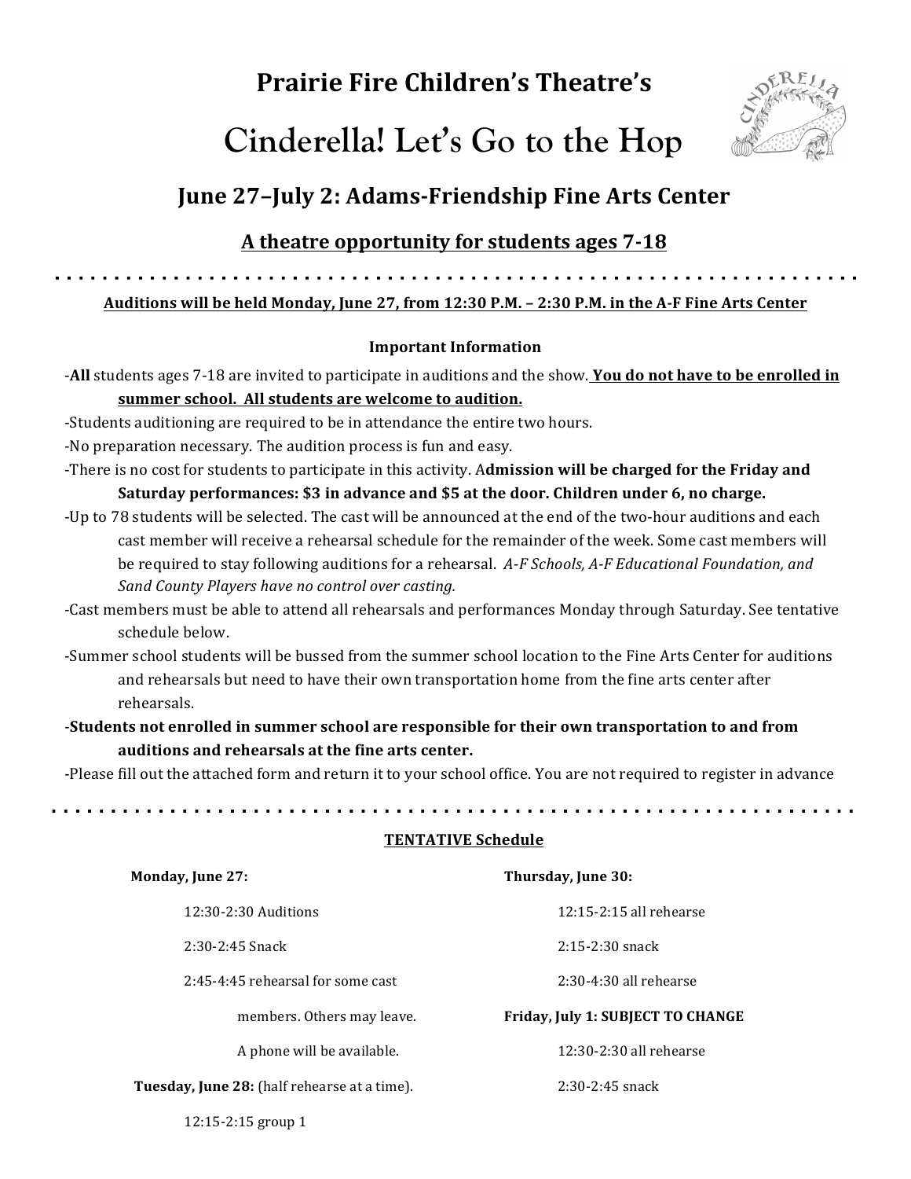# Prairie Fire Children's Theatre's

# Cinderella! Let's Go to the Hop

## June 27–July 2: Adams-Friendship Fine Arts Center

### <u>A theatre opportunity for students ages 7-18</u>

---

**<u>Auditions will be held Monday, June 27, from 12:30 P.M. – 2:30 P.M. in the A-F Fine Arts Center</u>**

**Important Information**

- **All** students ages 7-18 are invited to participate in auditions and the show. **<u>You do not have to be enrolled in summer school. All students are welcome to audition.</u>**
- Students auditioning are required to be in attendance the entire two hours.
- No preparation necessary. The audition process is fun and easy.
- There is no cost for students to participate in this activity. A**dmission will be charged for the Friday and Saturday performances: $3 in advance and $5 at the door. Children under 6, no charge.**
- Up to 78 students will be selected. The cast will be announced at the end of the two-hour auditions and each cast member will receive a rehearsal schedule for the remainder of the week. Some cast members will be required to stay following auditions for a rehearsal. *A-F Schools, A-F Educational Foundation, and Sand County Players have no control over casting.*
- Cast members must be able to attend all rehearsals and performances Monday through Saturday. See tentative schedule below.
- Summer school students will be bussed from the summer school location to the Fine Arts Center for auditions and rehearsals but need to have their own transportation home from the fine arts center after rehearsals.
- **Students not enrolled in summer school are responsible for their own transportation to and from auditions and rehearsals at the fine arts center.**
- Please fill out the attached form and return it to your school office. You are not required to register in advance

---

**<u>TENTATIVE Schedule</u>**

**Monday, June 27:**

12:30-2:30 Auditions

2:30-2:45 Snack

2:45-4:45 rehearsal for some cast members. Others may leave. A phone will be available.

**Tuesday, June 28:** (half rehearse at a time).

12:15-2:15 group 1

**Thursday, June 30:**

12:15-2:15 all rehearse

2:15-2:30 snack

2:30-4:30 all rehearse

**Friday, July 1: SUBJECT TO CHANGE**

12:30-2:30 all rehearse

2:30-2:45 snack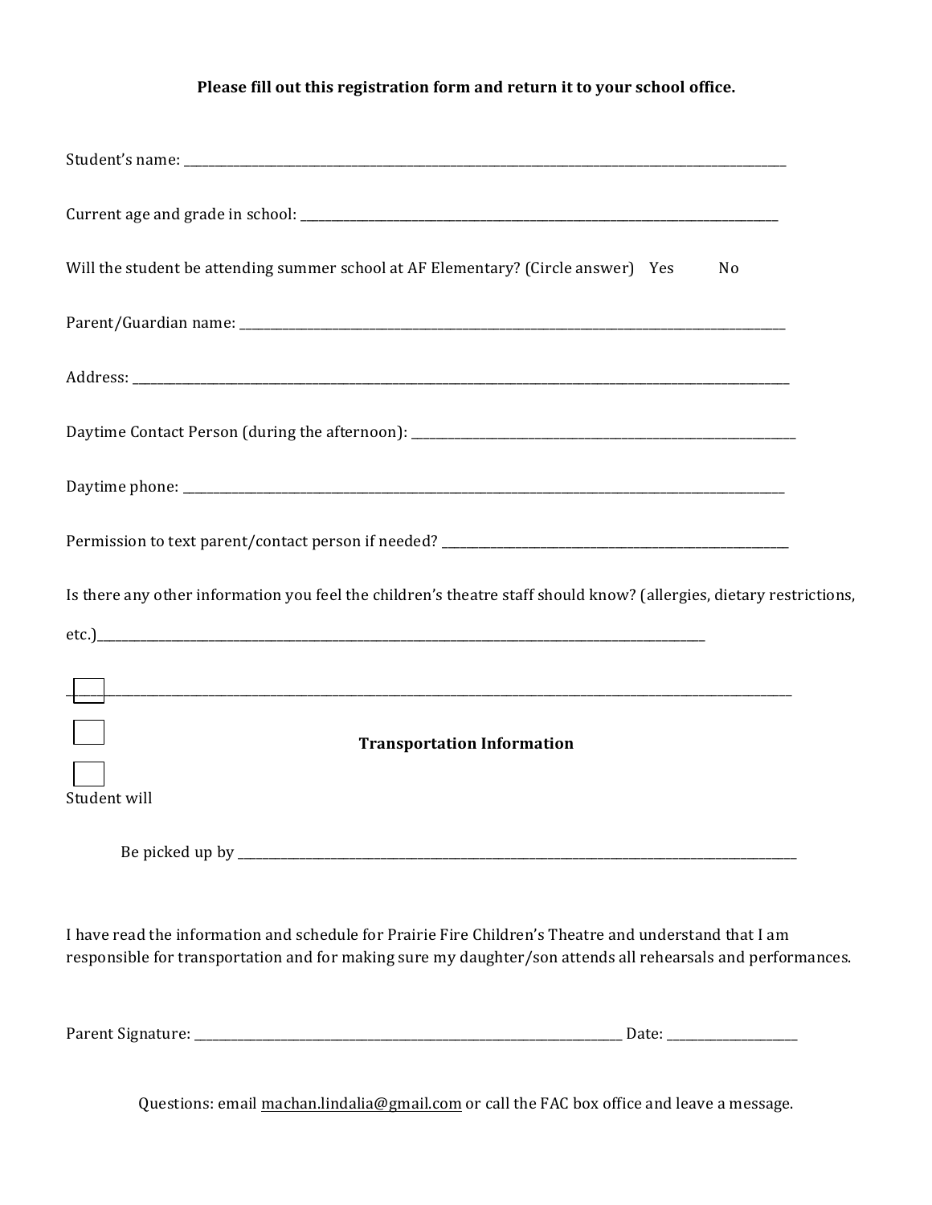**Please fill out this registration form and return it to your school office.**

Student's name: ______________________________________________

Current age and grade in school: ______________________________________________

Will the student be attending summer school at AF Elementary? (Circle answer) Yes No

Parent/Guardian name: ______________________________________________

Address: ______________________________________________

Daytime Contact Person (during the afternoon): ______________________________________________

Daytime phone: ______________________________________________

Permission to text parent/contact person if needed? ______________________________________________

Is there any other information you feel the children's theatre staff should know? (allergies, dietary restrictions, etc.)______________________________________________

______________________________________________

☐

☐

☐

**Transportation Information**

Student will

Be picked up by ______________________________________________

I have read the information and schedule for Prairie Fire Children's Theatre and understand that I am responsible for transportation and for making sure my daughter/son attends all rehearsals and performances.

Parent Signature: ______________________________ Date: ______________

Questions: email machan.lindalia@gmail.com or call the FAC box office and leave a message.